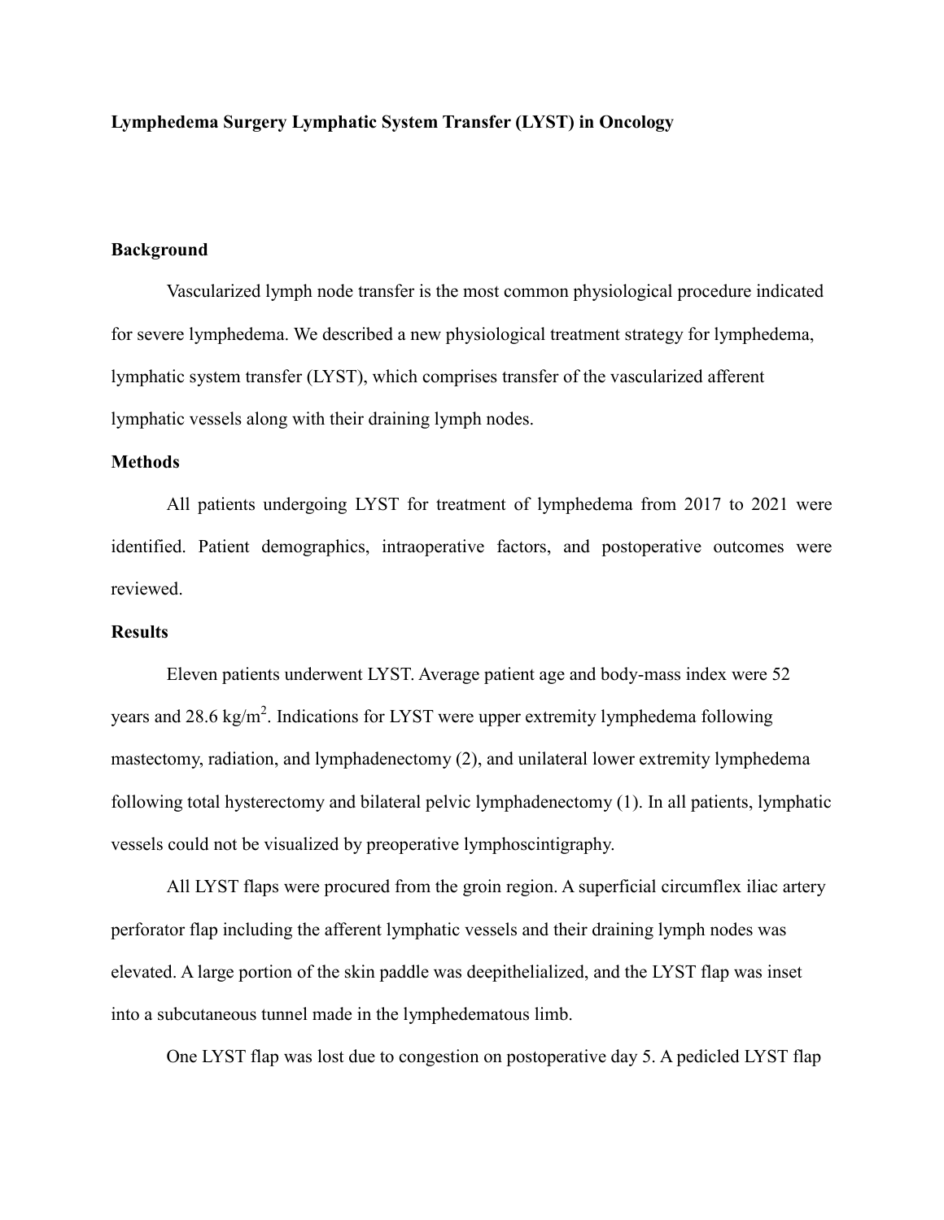**Lymphedema Surgery Lymphatic System Transfer (LYST) in Oncology**

**Background**

Vascularized lymph node transfer is the most common physiological procedure indicated for severe lymphedema. We described a new physiological treatment strategy for lymphedema, lymphatic system transfer (LYST), which comprises transfer of the vascularized afferent lymphatic vessels along with their draining lymph nodes.

**Methods**

All patients undergoing LYST for treatment of lymphedema from 2017 to 2021 were identified. Patient demographics, intraoperative factors, and postoperative outcomes were reviewed.

**Results**

Eleven patients underwent LYST. Average patient age and body-mass index were 52 years and 28.6 kg/m$^2$. Indications for LYST were upper extremity lymphedema following mastectomy, radiation, and lymphadenectomy (2), and unilateral lower extremity lymphedema following total hysterectomy and bilateral pelvic lymphadenectomy (1). In all patients, lymphatic vessels could not be visualized by preoperative lymphoscintigraphy.

All LYST flaps were procured from the groin region. A superficial circumflex iliac artery perforator flap including the afferent lymphatic vessels and their draining lymph nodes was elevated. A large portion of the skin paddle was deepithelialized, and the LYST flap was inset into a subcutaneous tunnel made in the lymphedematous limb.

One LYST flap was lost due to congestion on postoperative day 5. A pedicled LYST flap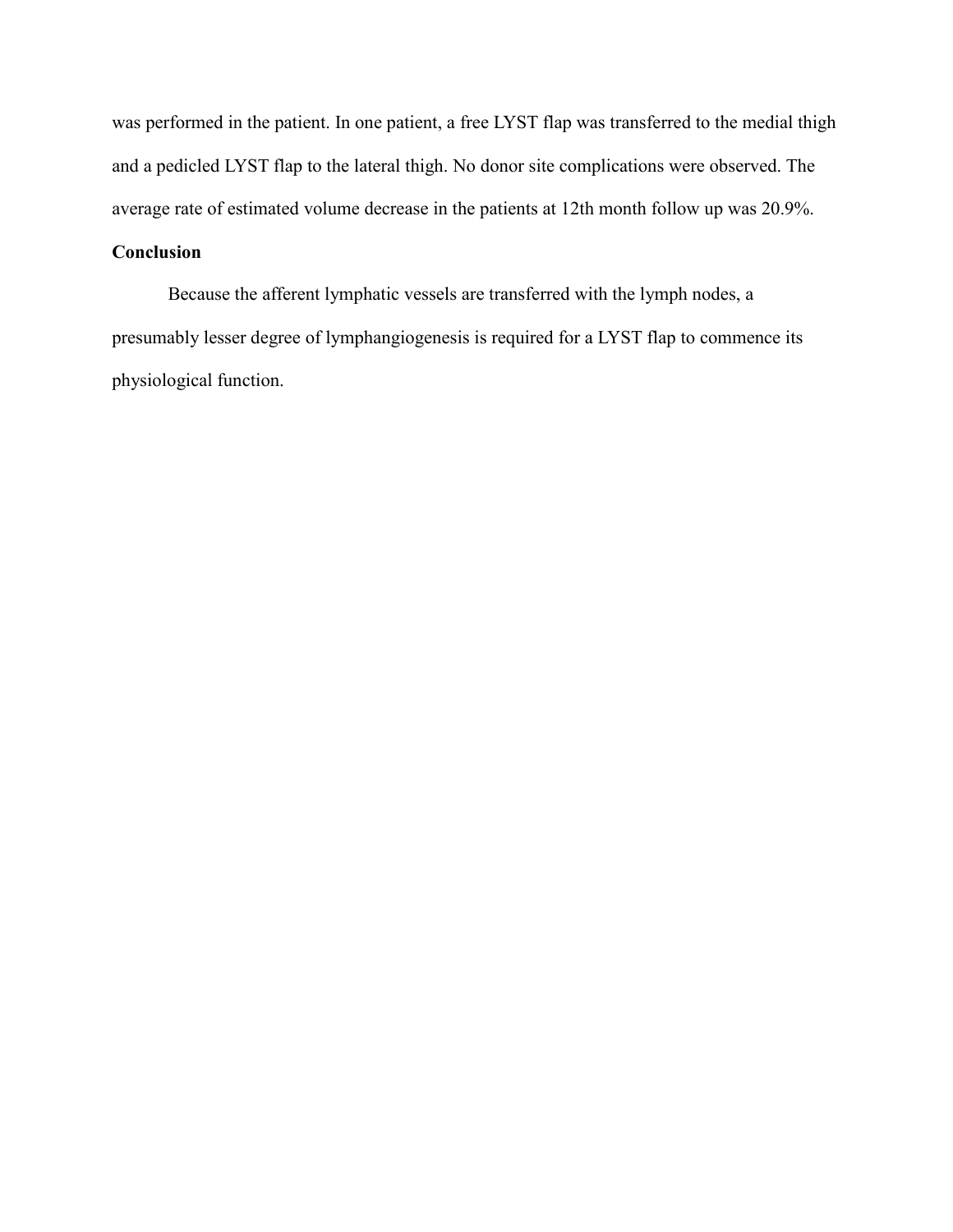was performed in the patient. In one patient, a free LYST flap was transferred to the medial thigh and a pedicled LYST flap to the lateral thigh. No donor site complications were observed. The average rate of estimated volume decrease in the patients at 12th month follow up was 20.9%.

**Conclusion**

Because the afferent lymphatic vessels are transferred with the lymph nodes, a presumably lesser degree of lymphangiogenesis is required for a LYST flap to commence its physiological function.